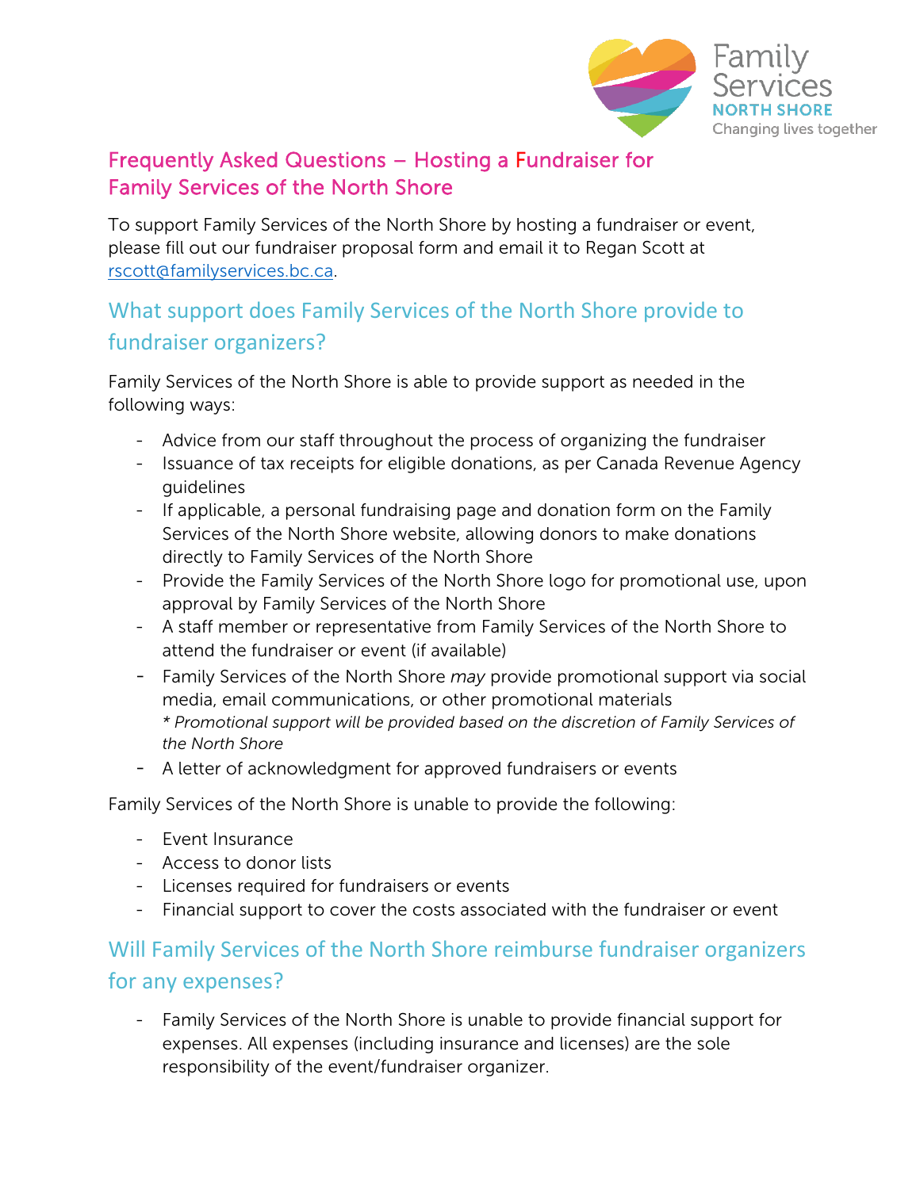# Frequently Asked Questions – Hosting a Fundraiser for Family Services of the North Shore

To support Family Services of the North Shore by hosting a fundraiser or event, please fill out our fundraiser proposal form and email it to Regan Scott at rscott@familyservices.bc.ca.

## What support does Family Services of the North Shore provide to fundraiser organizers?

Family Services of the North Shore is able to provide support as needed in the following ways:

- Advice from our staff throughout the process of organizing the fundraiser
- Issuance of tax receipts for eligible donations, as per Canada Revenue Agency guidelines
- If applicable, a personal fundraising page and donation form on the Family Services of the North Shore website, allowing donors to make donations directly to Family Services of the North Shore
- Provide the Family Services of the North Shore logo for promotional use, upon approval by Family Services of the North Shore
- A staff member or representative from Family Services of the North Shore to attend the fundraiser or event (if available)
- Family Services of the North Shore *may* provide promotional support via social media, email communications, or other promotional materials
  *\* Promotional support will be provided based on the discretion of Family Services of the North Shore*
- A letter of acknowledgment for approved fundraisers or events

Family Services of the North Shore is unable to provide the following:

- Event Insurance
- Access to donor lists
- Licenses required for fundraisers or events
- Financial support to cover the costs associated with the fundraiser or event

## Will Family Services of the North Shore reimburse fundraiser organizers for any expenses?

- Family Services of the North Shore is unable to provide financial support for expenses. All expenses (including insurance and licenses) are the sole responsibility of the event/fundraiser organizer.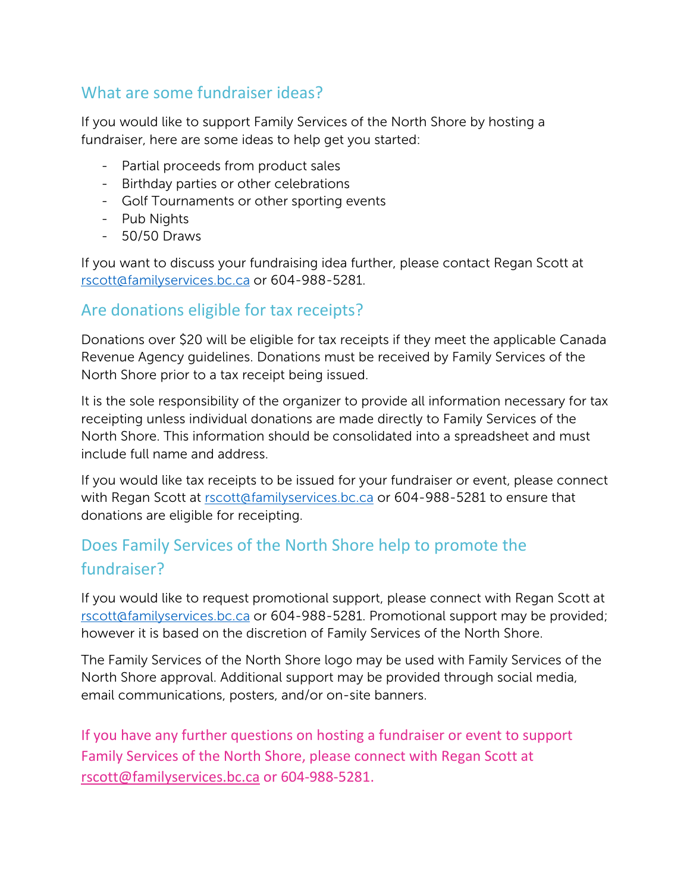## What are some fundraiser ideas?

If you would like to support Family Services of the North Shore by hosting a fundraiser, here are some ideas to help get you started:

- Partial proceeds from product sales
- Birthday parties or other celebrations
- Golf Tournaments or other sporting events
- Pub Nights
- 50/50 Draws

If you want to discuss your fundraising idea further, please contact Regan Scott at rscott@familyservices.bc.ca or 604-988-5281.

## Are donations eligible for tax receipts?

Donations over $20 will be eligible for tax receipts if they meet the applicable Canada Revenue Agency guidelines. Donations must be received by Family Services of the North Shore prior to a tax receipt being issued.

It is the sole responsibility of the organizer to provide all information necessary for tax receipting unless individual donations are made directly to Family Services of the North Shore. This information should be consolidated into a spreadsheet and must include full name and address.

If you would like tax receipts to be issued for your fundraiser or event, please connect with Regan Scott at rscott@familyservices.bc.ca or 604-988-5281 to ensure that donations are eligible for receipting.

## Does Family Services of the North Shore help to promote the fundraiser?

If you would like to request promotional support, please connect with Regan Scott at rscott@familyservices.bc.ca or 604-988-5281. Promotional support may be provided; however it is based on the discretion of Family Services of the North Shore.

The Family Services of the North Shore logo may be used with Family Services of the North Shore approval. Additional support may be provided through social media, email communications, posters, and/or on-site banners.

If you have any further questions on hosting a fundraiser or event to support Family Services of the North Shore, please connect with Regan Scott at rscott@familyservices.bc.ca or 604-988-5281.